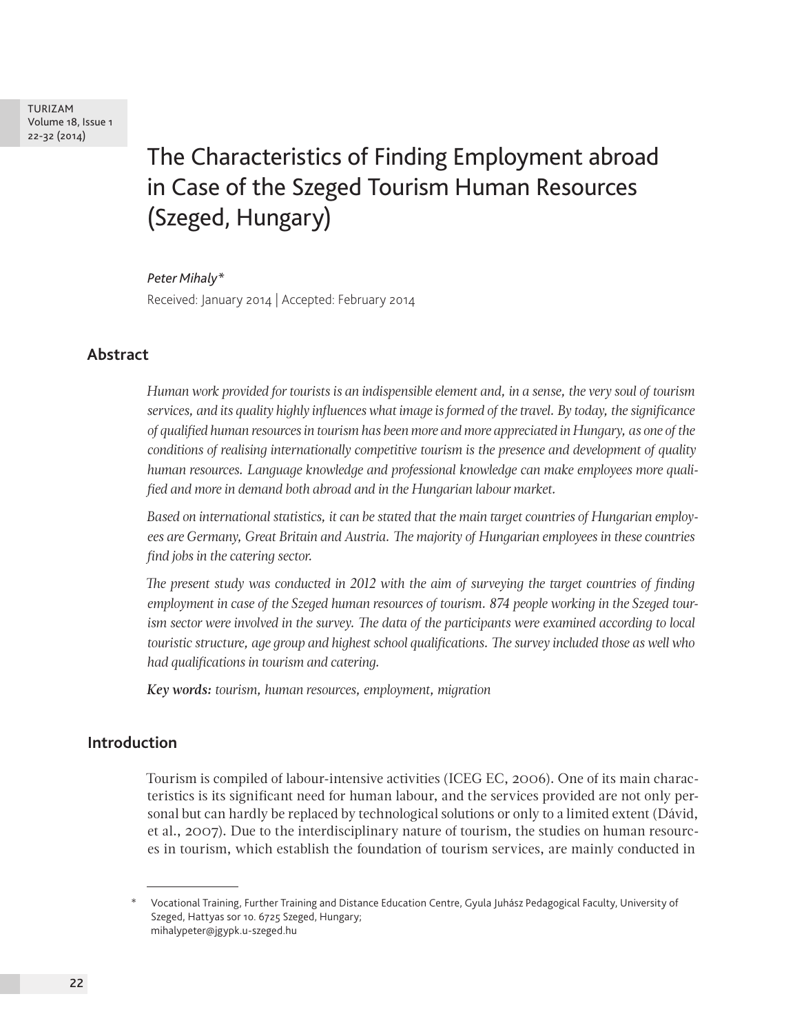# The Characteristics of Finding Employment abroad in Case of the Szeged Tourism Human Resources (Szeged, Hungary)

*Peter Mihaly**

Received: January 2014 | Accepted: February 2014

## Abstract

*Human work provided for tourists is an indispensible element and, in a sense, the very soul of tourism services, and its quality highly influences what image is formed of the travel. By today, the significance of qualified human resources in tourism has been more and more appreciated in Hungary, as one of the conditions of realising internationally competitive tourism is the presence and development of quality human resources. Language knowledge and professional knowledge can make employees more qualified and more in demand both abroad and in the Hungarian labour market.*

*Based on international statistics, it can be stated that the main target countries of Hungarian employees are Germany, Great Britain and Austria. The majority of Hungarian employees in these countries find jobs in the catering sector.*

*The present study was conducted in 2012 with the aim of surveying the target countries of finding employment in case of the Szeged human resources of tourism. 874 people working in the Szeged tourism sector were involved in the survey. The data of the participants were examined according to local touristic structure, age group and highest school qualifications. The survey included those as well who had qualifications in tourism and catering.*

***Key words:*** *tourism, human resources, employment, migration*

## Introduction

Tourism is compiled of labour-intensive activities (ICEG EC, 2006). One of its main characteristics is its significant need for human labour, and the services provided are not only personal but can hardly be replaced by technological solutions or only to a limited extent (Dávid, et al., 2007). Due to the interdisciplinary nature of tourism, the studies on human resources in tourism, which establish the foundation of tourism services, are mainly conducted in

---

\* Vocational Training, Further Training and Distance Education Centre, Gyula Juhász Pedagogical Faculty, University of Szeged, Hattyas sor 10. 6725 Szeged, Hungary; mihalypeter@jgypk.u-szeged.hu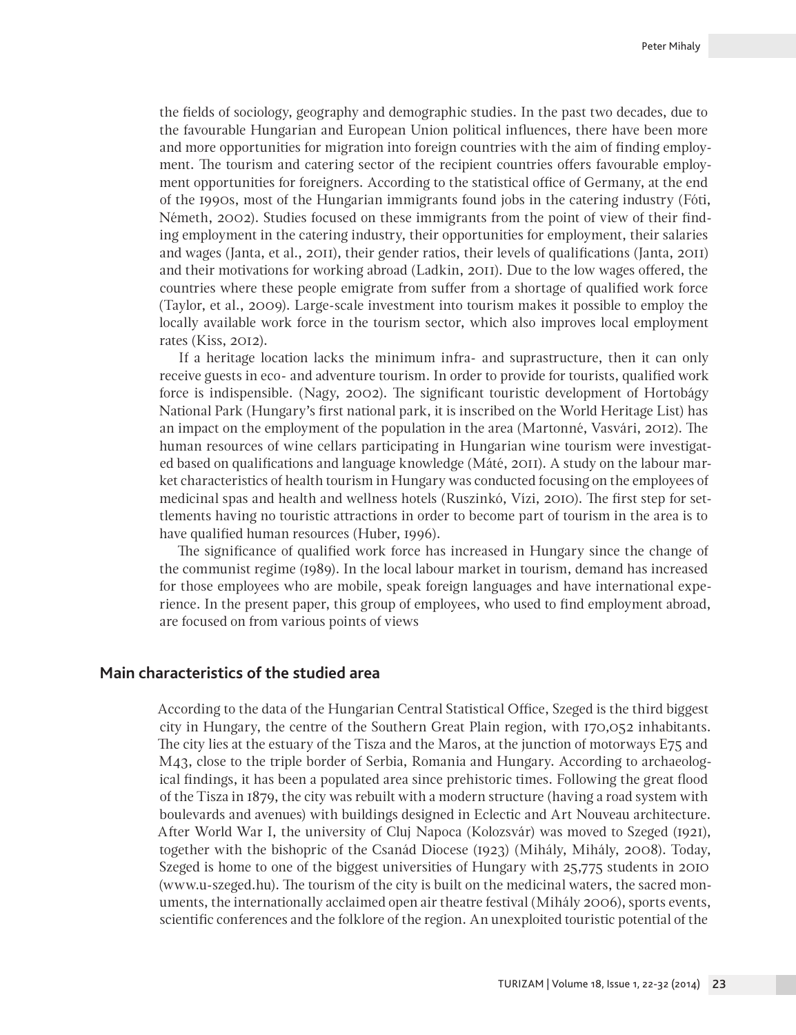the fields of sociology, geography and demographic studies. In the past two decades, due to the favourable Hungarian and European Union political influences, there have been more and more opportunities for migration into foreign countries with the aim of finding employment. The tourism and catering sector of the recipient countries offers favourable employment opportunities for foreigners. According to the statistical office of Germany, at the end of the 1990s, most of the Hungarian immigrants found jobs in the catering industry (Fóti, Németh, 2002). Studies focused on these immigrants from the point of view of their finding employment in the catering industry, their opportunities for employment, their salaries and wages (Janta, et al., 2011), their gender ratios, their levels of qualifications (Janta, 2011) and their motivations for working abroad (Ladkin, 2011). Due to the low wages offered, the countries where these people emigrate from suffer from a shortage of qualified work force (Taylor, et al., 2009). Large-scale investment into tourism makes it possible to employ the locally available work force in the tourism sector, which also improves local employment rates (Kiss, 2012).

If a heritage location lacks the minimum infra- and suprastructure, then it can only receive guests in eco- and adventure tourism. In order to provide for tourists, qualified work force is indispensible. (Nagy, 2002). The significant touristic development of Hortobágy National Park (Hungary's first national park, it is inscribed on the World Heritage List) has an impact on the employment of the population in the area (Martonné, Vasvári, 2012). The human resources of wine cellars participating in Hungarian wine tourism were investigated based on qualifications and language knowledge (Máté, 2011). A study on the labour market characteristics of health tourism in Hungary was conducted focusing on the employees of medicinal spas and health and wellness hotels (Ruszinkó, Vízi, 2010). The first step for settlements having no touristic attractions in order to become part of tourism in the area is to have qualified human resources (Huber, 1996).

The significance of qualified work force has increased in Hungary since the change of the communist regime (1989). In the local labour market in tourism, demand has increased for those employees who are mobile, speak foreign languages and have international experience. In the present paper, this group of employees, who used to find employment abroad, are focused on from various points of views

## Main characteristics of the studied area

According to the data of the Hungarian Central Statistical Office, Szeged is the third biggest city in Hungary, the centre of the Southern Great Plain region, with 170,052 inhabitants. The city lies at the estuary of the Tisza and the Maros, at the junction of motorways E75 and M43, close to the triple border of Serbia, Romania and Hungary. According to archaeological findings, it has been a populated area since prehistoric times. Following the great flood of the Tisza in 1879, the city was rebuilt with a modern structure (having a road system with boulevards and avenues) with buildings designed in Eclectic and Art Nouveau architecture. After World War I, the university of Cluj Napoca (Kolozsvár) was moved to Szeged (1921), together with the bishopric of the Csanád Diocese (1923) (Mihály, Mihály, 2008). Today, Szeged is home to one of the biggest universities of Hungary with 25,775 students in 2010 (www.u-szeged.hu). The tourism of the city is built on the medicinal waters, the sacred monuments, the internationally acclaimed open air theatre festival (Mihály 2006), sports events, scientific conferences and the folklore of the region. An unexploited touristic potential of the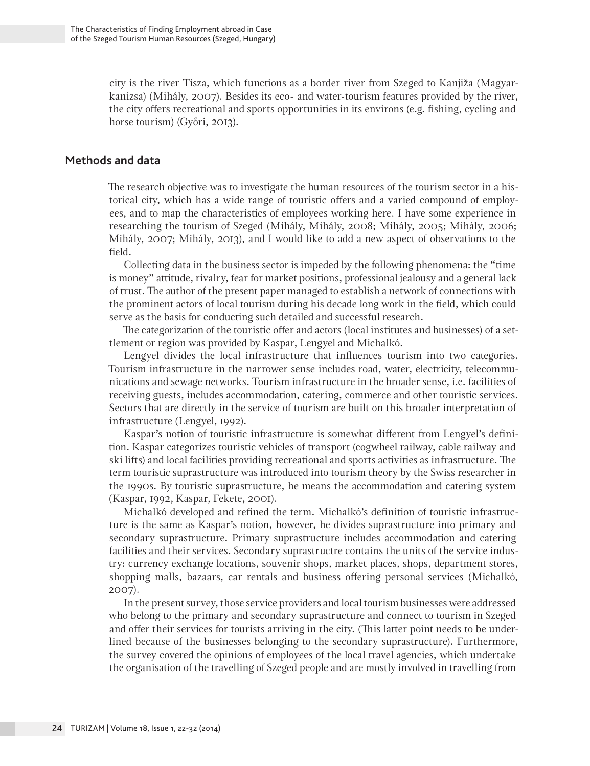city is the river Tisza, which functions as a border river from Szeged to Kanjiža (Magyarkanizsa) (Mihály, 2007). Besides its eco- and water-tourism features provided by the river, the city offers recreational and sports opportunities in its environs (e.g. fishing, cycling and horse tourism) (Győri, 2013).

## Methods and data

The research objective was to investigate the human resources of the tourism sector in a historical city, which has a wide range of touristic offers and a varied compound of employees, and to map the characteristics of employees working here. I have some experience in researching the tourism of Szeged (Mihály, Mihály, 2008; Mihály, 2005; Mihály, 2006; Mihály, 2007; Mihály, 2013), and I would like to add a new aspect of observations to the field.

Collecting data in the business sector is impeded by the following phenomena: the "time is money" attitude, rivalry, fear for market positions, professional jealousy and a general lack of trust. The author of the present paper managed to establish a network of connections with the prominent actors of local tourism during his decade long work in the field, which could serve as the basis for conducting such detailed and successful research.

The categorization of the touristic offer and actors (local institutes and businesses) of a settlement or region was provided by Kaspar, Lengyel and Michalkó.

Lengyel divides the local infrastructure that influences tourism into two categories. Tourism infrastructure in the narrower sense includes road, water, electricity, telecommunications and sewage networks. Tourism infrastructure in the broader sense, i.e. facilities of receiving guests, includes accommodation, catering, commerce and other touristic services. Sectors that are directly in the service of tourism are built on this broader interpretation of infrastructure (Lengyel, 1992).

Kaspar's notion of touristic infrastructure is somewhat different from Lengyel's definition. Kaspar categorizes touristic vehicles of transport (cogwheel railway, cable railway and ski lifts) and local facilities providing recreational and sports activities as infrastructure. The term touristic suprastructure was introduced into tourism theory by the Swiss researcher in the 1990s. By touristic suprastructure, he means the accommodation and catering system (Kaspar, 1992, Kaspar, Fekete, 2001).

Michalkó developed and refined the term. Michalkó's definition of touristic infrastructure is the same as Kaspar's notion, however, he divides suprastructure into primary and secondary suprastructure. Primary suprastructure includes accommodation and catering facilities and their services. Secondary suprastructre contains the units of the service industry: currency exchange locations, souvenir shops, market places, shops, department stores, shopping malls, bazaars, car rentals and business offering personal services (Michalkó, 2007).

In the present survey, those service providers and local tourism businesses were addressed who belong to the primary and secondary suprastructure and connect to tourism in Szeged and offer their services for tourists arriving in the city. (This latter point needs to be underlined because of the businesses belonging to the secondary suprastructure). Furthermore, the survey covered the opinions of employees of the local travel agencies, which undertake the organisation of the travelling of Szeged people and are mostly involved in travelling from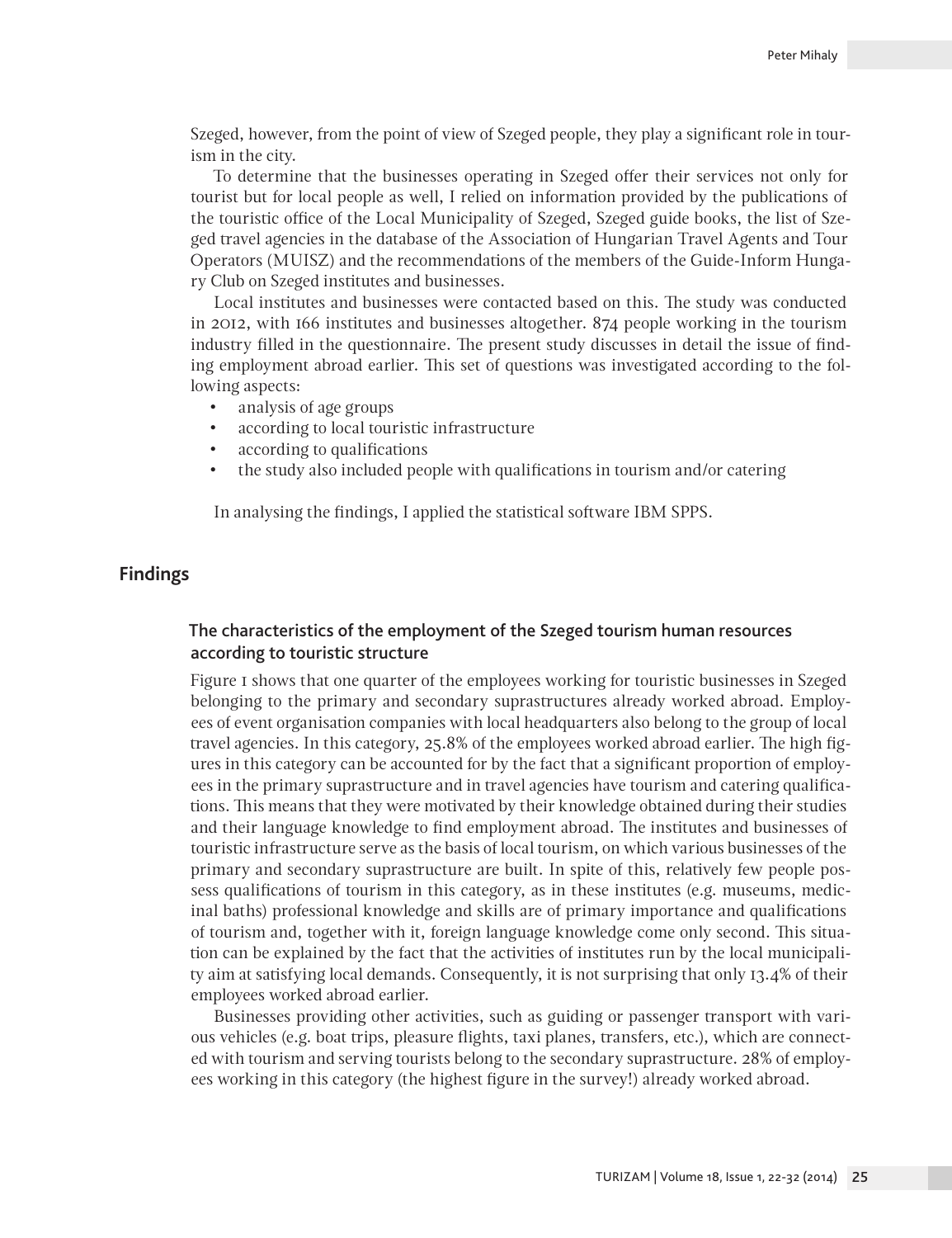Szeged, however, from the point of view of Szeged people, they play a significant role in tourism in the city.

To determine that the businesses operating in Szeged offer their services not only for tourist but for local people as well, I relied on information provided by the publications of the touristic office of the Local Municipality of Szeged, Szeged guide books, the list of Szeged travel agencies in the database of the Association of Hungarian Travel Agents and Tour Operators (MUISZ) and the recommendations of the members of the Guide-Inform Hungary Club on Szeged institutes and businesses.

Local institutes and businesses were contacted based on this. The study was conducted in 2012, with 166 institutes and businesses altogether. 874 people working in the tourism industry filled in the questionnaire. The present study discusses in detail the issue of finding employment abroad earlier. This set of questions was investigated according to the following aspects:

- analysis of age groups
- according to local touristic infrastructure
- according to qualifications
- the study also included people with qualifications in tourism and/or catering

In analysing the findings, I applied the statistical software IBM SPPS.

## Findings

### The characteristics of the employment of the Szeged tourism human resources according to touristic structure

Figure 1 shows that one quarter of the employees working for touristic businesses in Szeged belonging to the primary and secondary suprastructures already worked abroad. Employees of event organisation companies with local headquarters also belong to the group of local travel agencies. In this category, 25.8% of the employees worked abroad earlier. The high figures in this category can be accounted for by the fact that a significant proportion of employees in the primary suprastructure and in travel agencies have tourism and catering qualifications. This means that they were motivated by their knowledge obtained during their studies and their language knowledge to find employment abroad. The institutes and businesses of touristic infrastructure serve as the basis of local tourism, on which various businesses of the primary and secondary suprastructure are built. In spite of this, relatively few people possess qualifications of tourism in this category, as in these institutes (e.g. museums, medicinal baths) professional knowledge and skills are of primary importance and qualifications of tourism and, together with it, foreign language knowledge come only second. This situation can be explained by the fact that the activities of institutes run by the local municipality aim at satisfying local demands. Consequently, it is not surprising that only 13.4% of their employees worked abroad earlier.

Businesses providing other activities, such as guiding or passenger transport with various vehicles (e.g. boat trips, pleasure flights, taxi planes, transfers, etc.), which are connected with tourism and serving tourists belong to the secondary suprastructure. 28% of employees working in this category (the highest figure in the survey!) already worked abroad.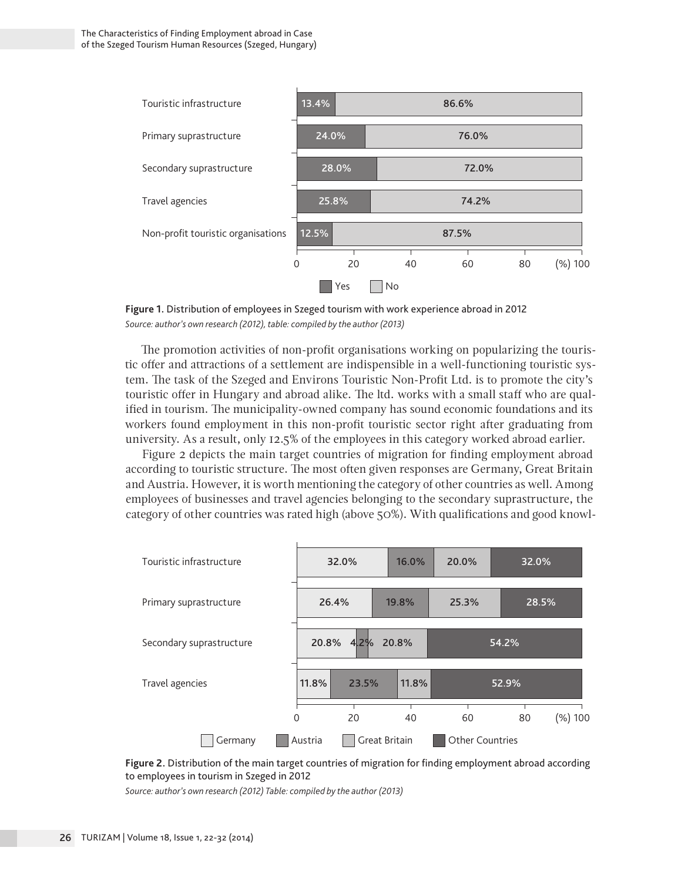| | Yes | No |
|---|---|---|
| Touristic infrastructure | 13.4% | 86.6% |
| Primary suprastructure | 24.0% | 76.0% |
| Secondary suprastructure | 28.0% | 72.0% |
| Travel agencies | 25.8% | 74.2% |
| Non-profit touristic organisations | 12.5% | 87.5% |

**Figure 1.** Distribution of employees in Szeged tourism with work experience abroad in 2012
*Source: author's own research (2012), table: compiled by the author (2013)*

The promotion activities of non-profit organisations working on popularizing the touristic offer and attractions of a settlement are indispensible in a well-functioning touristic system. The task of the Szeged and Environs Touristic Non-Profit Ltd. is to promote the city's touristic offer in Hungary and abroad alike. The ltd. works with a small staff who are qualified in tourism. The municipality-owned company has sound economic foundations and its workers found employment in this non-profit touristic sector right after graduating from university. As a result, only 12.5% of the employees in this category worked abroad earlier.

Figure 2 depicts the main target countries of migration for finding employment abroad according to touristic structure. The most often given responses are Germany, Great Britain and Austria. However, it is worth mentioning the category of other countries as well. Among employees of businesses and travel agencies belonging to the secondary suprastructure, the category of other countries was rated high (above 50%). With qualifications and good knowl-

| | Germany | Austria | Great Britain | Other Countries |
|---|---|---|---|---|
| Touristic infrastructure | 32.0% | 16.0% | 20.0% | 32.0% |
| Primary suprastructure | 26.4% | 19.8% | 25.3% | 28.5% |
| Secondary suprastructure | 20.8% | 4.2% | 20.8% | 54.2% |
| Travel agencies | 11.8% | 23.5% | 11.8% | 52.9% |

**Figure 2.** Distribution of the main target countries of migration for finding employment abroad according to employees in tourism in Szeged in 2012
*Source: author's own research (2012) Table: compiled by the author (2013)*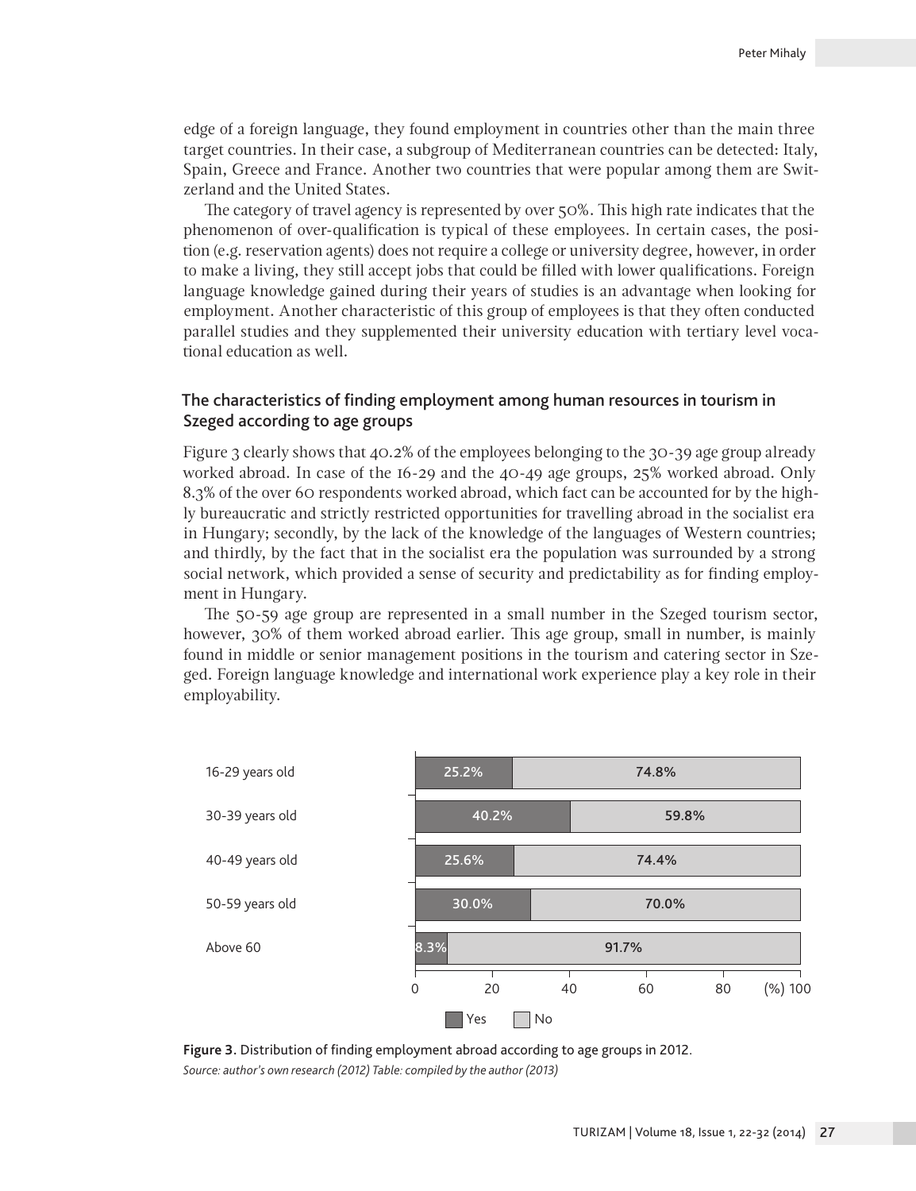edge of a foreign language, they found employment in countries other than the main three target countries. In their case, a subgroup of Mediterranean countries can be detected: Italy, Spain, Greece and France. Another two countries that were popular among them are Switzerland and the United States.

The category of travel agency is represented by over 50%. This high rate indicates that the phenomenon of over-qualification is typical of these employees. In certain cases, the position (e.g. reservation agents) does not require a college or university degree, however, in order to make a living, they still accept jobs that could be filled with lower qualifications. Foreign language knowledge gained during their years of studies is an advantage when looking for employment. Another characteristic of this group of employees is that they often conducted parallel studies and they supplemented their university education with tertiary level vocational education as well.

## The characteristics of finding employment among human resources in tourism in Szeged according to age groups

Figure 3 clearly shows that 40.2% of the employees belonging to the 30-39 age group already worked abroad. In case of the 16-29 and the 40-49 age groups, 25% worked abroad. Only 8.3% of the over 60 respondents worked abroad, which fact can be accounted for by the highly bureaucratic and strictly restricted opportunities for travelling abroad in the socialist era in Hungary; secondly, by the lack of the knowledge of the languages of Western countries; and thirdly, by the fact that in the socialist era the population was surrounded by a strong social network, which provided a sense of security and predictability as for finding employment in Hungary.

The 50-59 age group are represented in a small number in the Szeged tourism sector, however, 30% of them worked abroad earlier. This age group, small in number, is mainly found in middle or senior management positions in the tourism and catering sector in Szeged. Foreign language knowledge and international work experience play a key role in their employability.

| Age group | Yes | No |
|---|---|---|
| 16-29 years old | 25.2% | 74.8% |
| 30-39 years old | 40.2% | 59.8% |
| 40-49 years old | 25.6% | 74.4% |
| 50-59 years old | 30.0% | 70.0% |
| Above 60 | 8.3% | 91.7% |

**Figure 3.** Distribution of finding employment abroad according to age groups in 2012.
*Source: author's own research (2012) Table: compiled by the author (2013)*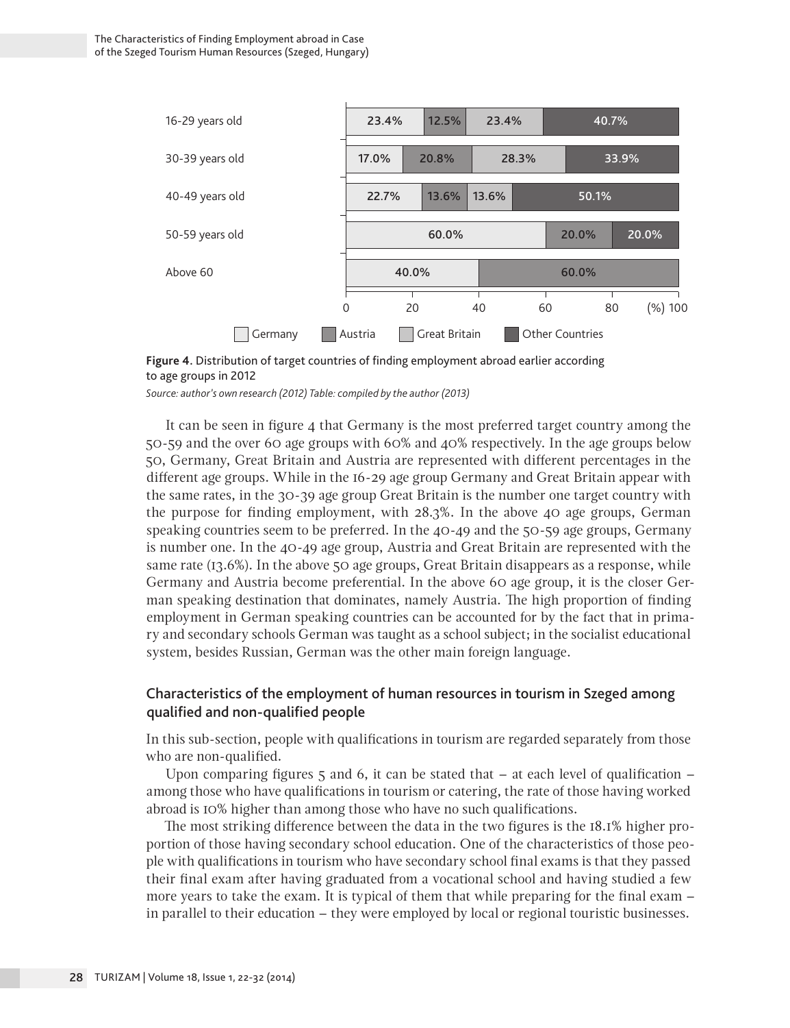| Age group | Germany | Austria | Great Britain | Other Countries |
|---|---|---|---|---|
| 16-29 years old | 23.4% | 12.5% | 23.4% | 40.7% |
| 30-39 years old | 17.0% | 20.8% | 28.3% | 33.9% |
| 40-49 years old | 22.7% | 13.6% | 13.6% | 50.1% |
| 50-59 years old | 60.0% | 20.0% | | 20.0% |
| Above 60 | 40.0% | 60.0% | | |

**Figure 4**. Distribution of target countries of finding employment abroad earlier according to age groups in 2012

*Source: author's own research (2012) Table: compiled by the author (2013)*

It can be seen in figure 4 that Germany is the most preferred target country among the 50-59 and the over 60 age groups with 60% and 40% respectively. In the age groups below 50, Germany, Great Britain and Austria are represented with different percentages in the different age groups. While in the 16-29 age group Germany and Great Britain appear with the same rates, in the 30-39 age group Great Britain is the number one target country with the purpose for finding employment, with 28.3%. In the above 40 age groups, German speaking countries seem to be preferred. In the 40-49 and the 50-59 age groups, Germany is number one. In the 40-49 age group, Austria and Great Britain are represented with the same rate (13.6%). In the above 50 age groups, Great Britain disappears as a response, while Germany and Austria become preferential. In the above 60 age group, it is the closer German speaking destination that dominates, namely Austria. The high proportion of finding employment in German speaking countries can be accounted for by the fact that in primary and secondary schools German was taught as a school subject; in the socialist educational system, besides Russian, German was the other main foreign language.

## Characteristics of the employment of human resources in tourism in Szeged among qualified and non-qualified people

In this sub-section, people with qualifications in tourism are regarded separately from those who are non-qualified.

Upon comparing figures 5 and 6, it can be stated that – at each level of qualification – among those who have qualifications in tourism or catering, the rate of those having worked abroad is 10% higher than among those who have no such qualifications.

The most striking difference between the data in the two figures is the 18.1% higher proportion of those having secondary school education. One of the characteristics of those people with qualifications in tourism who have secondary school final exams is that they passed their final exam after having graduated from a vocational school and having studied a few more years to take the exam. It is typical of them that while preparing for the final exam – in parallel to their education – they were employed by local or regional touristic businesses.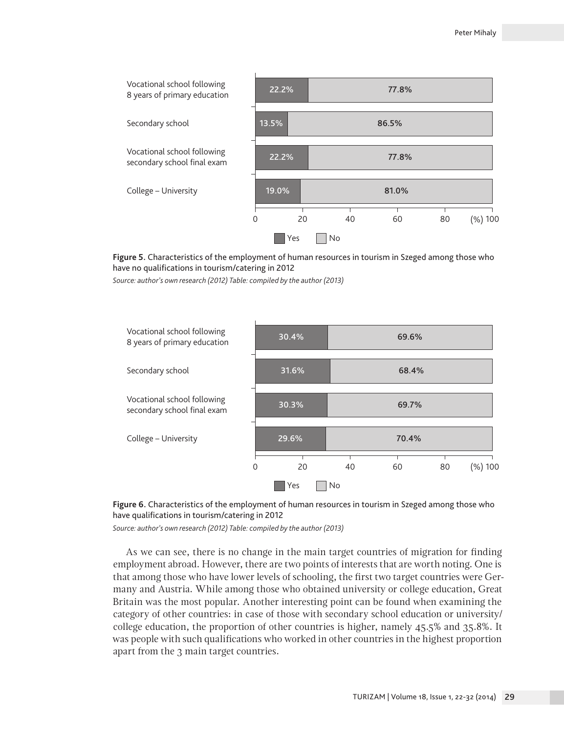| | Yes | No |
|---|---|---|
| Vocational school following 8 years of primary education | 22.2% | 77.8% |
| Secondary school | 13.5% | 86.5% |
| Vocational school following secondary school final exam | 22.2% | 77.8% |
| College – University | 19.0% | 81.0% |

**Figure 5**. Characteristics of the employment of human resources in tourism in Szeged among those who have no qualifications in tourism/catering in 2012

*Source: author's own research (2012) Table: compiled by the author (2013)*

| | Yes | No |
|---|---|---|
| Vocational school following 8 years of primary education | 30.4% | 69.6% |
| Secondary school | 31.6% | 68.4% |
| Vocational school following secondary school final exam | 30.3% | 69.7% |
| College – University | 29.6% | 70.4% |

**Figure 6**. Characteristics of the employment of human resources in tourism in Szeged among those who have qualifications in tourism/catering in 2012

*Source: author's own research (2012) Table: compiled by the author (2013)*

As we can see, there is no change in the main target countries of migration for finding employment abroad. However, there are two points of interests that are worth noting. One is that among those who have lower levels of schooling, the first two target countries were Germany and Austria. While among those who obtained university or college education, Great Britain was the most popular. Another interesting point can be found when examining the category of other countries: in case of those with secondary school education or university/college education, the proportion of other countries is higher, namely 45.5% and 35.8%. It was people with such qualifications who worked in other countries in the highest proportion apart from the 3 main target countries.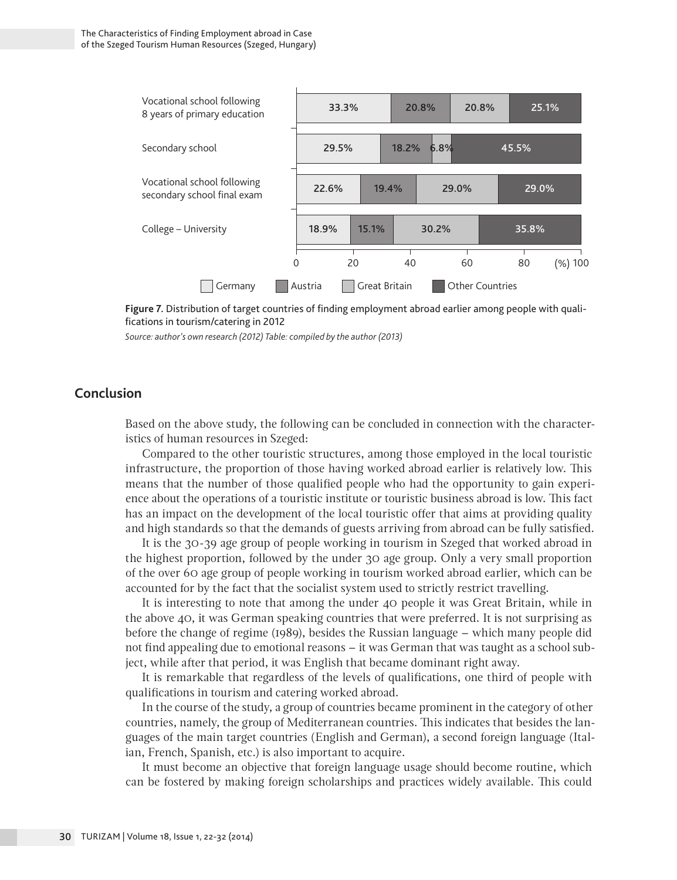| | Germany | Austria | Great Britain | Other Countries |
|---|---|---|---|---|
| Vocational school following 8 years of primary education | 33.3% | 20.8% | 20.8% | 25.1% |
| Secondary school | 29.5% | 18.2% | 6.8% | 45.5% |
| Vocational school following secondary school final exam | 22.6% | 19.4% | 29.0% | 29.0% |
| College – University | 18.9% | 15.1% | 30.2% | 35.8% |

**Figure 7.** Distribution of target countries of finding employment abroad earlier among people with qualifications in tourism/catering in 2012

*Source: author's own research (2012) Table: compiled by the author (2013)*

## Conclusion

Based on the above study, the following can be concluded in connection with the characteristics of human resources in Szeged:

Compared to the other touristic structures, among those employed in the local touristic infrastructure, the proportion of those having worked abroad earlier is relatively low. This means that the number of those qualified people who had the opportunity to gain experience about the operations of a touristic institute or touristic business abroad is low. This fact has an impact on the development of the local touristic offer that aims at providing quality and high standards so that the demands of guests arriving from abroad can be fully satisfied.

It is the 30-39 age group of people working in tourism in Szeged that worked abroad in the highest proportion, followed by the under 30 age group. Only a very small proportion of the over 60 age group of people working in tourism worked abroad earlier, which can be accounted for by the fact that the socialist system used to strictly restrict travelling.

It is interesting to note that among the under 40 people it was Great Britain, while in the above 40, it was German speaking countries that were preferred. It is not surprising as before the change of regime (1989), besides the Russian language – which many people did not find appealing due to emotional reasons – it was German that was taught as a school subject, while after that period, it was English that became dominant right away.

It is remarkable that regardless of the levels of qualifications, one third of people with qualifications in tourism and catering worked abroad.

In the course of the study, a group of countries became prominent in the category of other countries, namely, the group of Mediterranean countries. This indicates that besides the languages of the main target countries (English and German), a second foreign language (Italian, French, Spanish, etc.) is also important to acquire.

It must become an objective that foreign language usage should become routine, which can be fostered by making foreign scholarships and practices widely available. This could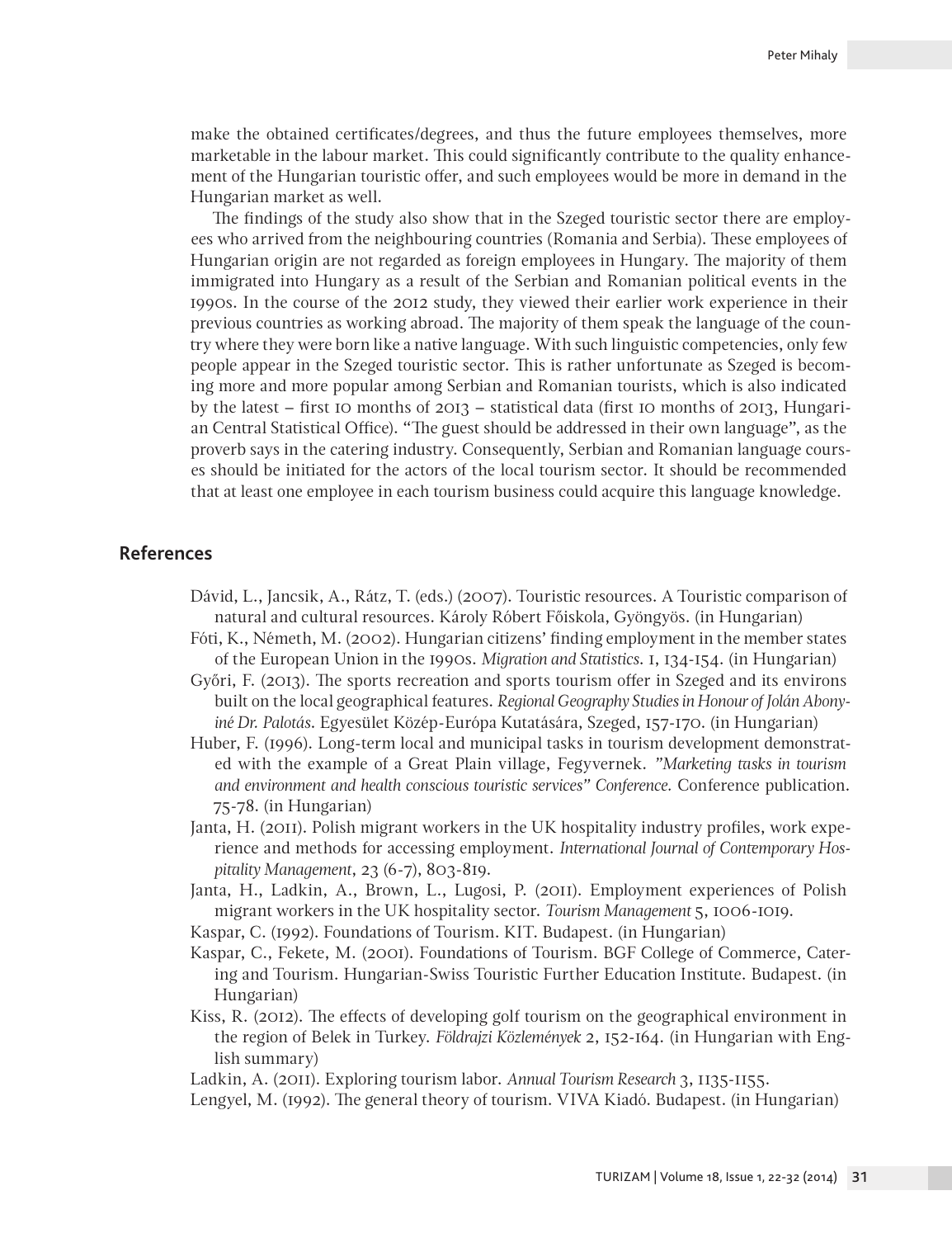make the obtained certificates/degrees, and thus the future employees themselves, more marketable in the labour market. This could significantly contribute to the quality enhancement of the Hungarian touristic offer, and such employees would be more in demand in the Hungarian market as well.

The findings of the study also show that in the Szeged touristic sector there are employees who arrived from the neighbouring countries (Romania and Serbia). These employees of Hungarian origin are not regarded as foreign employees in Hungary. The majority of them immigrated into Hungary as a result of the Serbian and Romanian political events in the 1990s. In the course of the 2012 study, they viewed their earlier work experience in their previous countries as working abroad. The majority of them speak the language of the country where they were born like a native language. With such linguistic competencies, only few people appear in the Szeged touristic sector. This is rather unfortunate as Szeged is becoming more and more popular among Serbian and Romanian tourists, which is also indicated by the latest – first 10 months of 2013 – statistical data (first 10 months of 2013, Hungarian Central Statistical Office). "The guest should be addressed in their own language", as the proverb says in the catering industry. Consequently, Serbian and Romanian language courses should be initiated for the actors of the local tourism sector. It should be recommended that at least one employee in each tourism business could acquire this language knowledge.

## References

Dávid, L., Jancsik, A., Rátz, T. (eds.) (2007). Touristic resources. A Touristic comparison of natural and cultural resources. Károly Róbert Főiskola, Gyöngyös. (in Hungarian)

Fóti, K., Németh, M. (2002). Hungarian citizens' finding employment in the member states of the European Union in the 1990s. *Migration and Statistics*. 1, 134-154. (in Hungarian)

Győri, F. (2013). The sports recreation and sports tourism offer in Szeged and its environs built on the local geographical features. *Regional Geography Studies in Honour of Jolán Abonyiné Dr. Palotás*. Egyesület Közép-Európa Kutatására, Szeged, 157-170. (in Hungarian)

Huber, F. (1996). Long-term local and municipal tasks in tourism development demonstrated with the example of a Great Plain village, Fegyvernek. *"Marketing tasks in tourism and environment and health conscious touristic services" Conference*. Conference publication. 75-78. (in Hungarian)

Janta, H. (2011). Polish migrant workers in the UK hospitality industry profiles, work experience and methods for accessing employment. *International Journal of Contemporary Hospitality Management*, 23 (6-7), 803-819.

Janta, H., Ladkin, A., Brown, L., Lugosi, P. (2011). Employment experiences of Polish migrant workers in the UK hospitality sector. *Tourism Management* 5, 1006-1019.

Kaspar, C. (1992). Foundations of Tourism. KIT. Budapest. (in Hungarian)

Kaspar, C., Fekete, M. (2001). Foundations of Tourism. BGF College of Commerce, Catering and Tourism. Hungarian-Swiss Touristic Further Education Institute. Budapest. (in Hungarian)

Kiss, R. (2012). The effects of developing golf tourism on the geographical environment in the region of Belek in Turkey. *Földrajzi Közlemények* 2, 152-164. (in Hungarian with English summary)

Ladkin, A. (2011). Exploring tourism labor. *Annual Tourism Research* 3, 1135-1155.

Lengyel, M. (1992). The general theory of tourism. VIVA Kiadó. Budapest. (in Hungarian)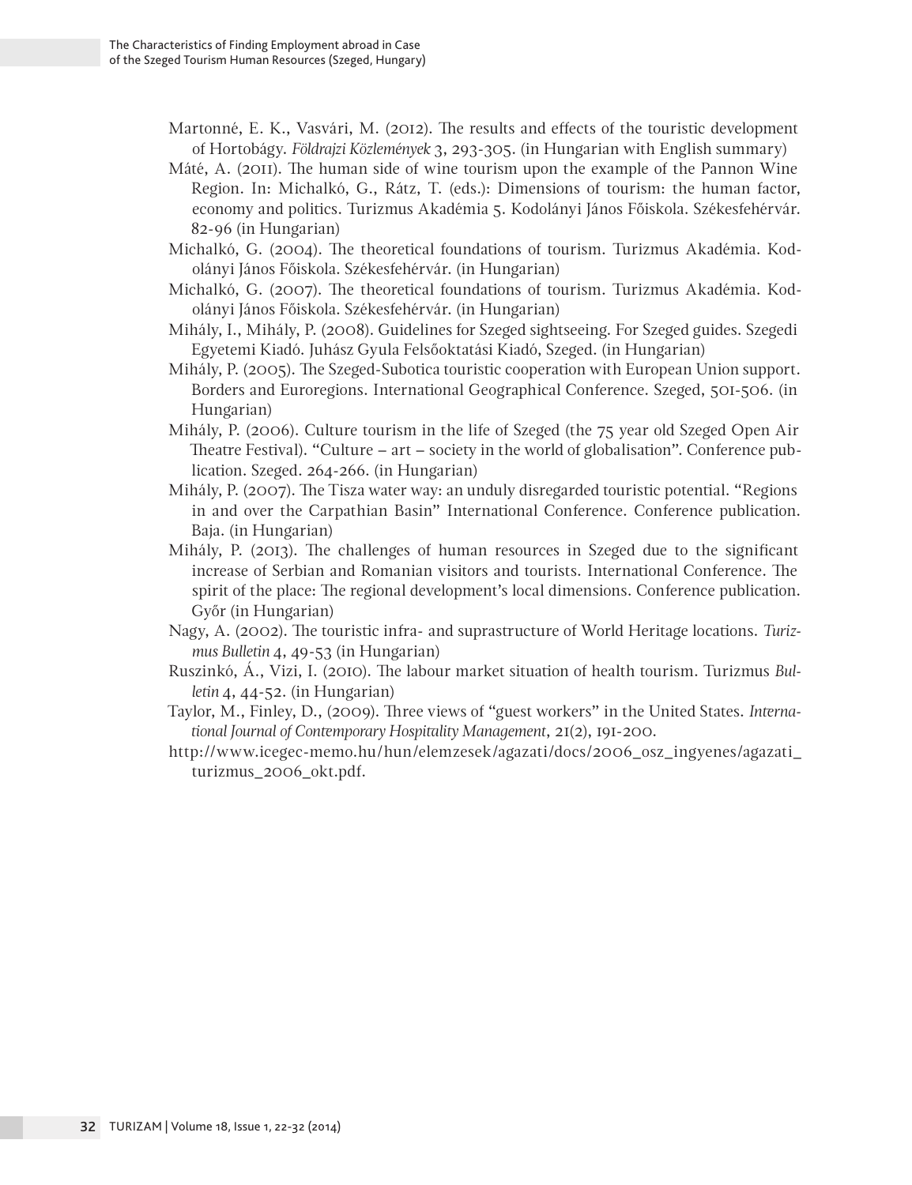Martonné, E. K., Vasvári, M. (2012). The results and effects of the touristic development of Hortobágy. *Földrajzi Közlemények* 3, 293-305. (in Hungarian with English summary)

Máté, A. (2011). The human side of wine tourism upon the example of the Pannon Wine Region. In: Michalkó, G., Rátz, T. (eds.): Dimensions of tourism: the human factor, economy and politics. Turizmus Akadémia 5. Kodolányi János Főiskola. Székesfehérvár. 82-96 (in Hungarian)

Michalkó, G. (2004). The theoretical foundations of tourism. Turizmus Akadémia. Kodolányi János Főiskola. Székesfehérvár. (in Hungarian)

Michalkó, G. (2007). The theoretical foundations of tourism. Turizmus Akadémia. Kodolányi János Főiskola. Székesfehérvár. (in Hungarian)

Mihály, I., Mihály, P. (2008). Guidelines for Szeged sightseeing. For Szeged guides. Szegedi Egyetemi Kiadó. Juhász Gyula Felsőoktatási Kiadó, Szeged. (in Hungarian)

Mihály, P. (2005). The Szeged-Subotica touristic cooperation with European Union support. Borders and Euroregions. International Geographical Conference. Szeged, 501-506. (in Hungarian)

Mihály, P. (2006). Culture tourism in the life of Szeged (the 75 year old Szeged Open Air Theatre Festival). "Culture – art – society in the world of globalisation". Conference publication. Szeged. 264-266. (in Hungarian)

Mihály, P. (2007). The Tisza water way: an unduly disregarded touristic potential. "Regions in and over the Carpathian Basin" International Conference. Conference publication. Baja. (in Hungarian)

Mihály, P. (2013). The challenges of human resources in Szeged due to the significant increase of Serbian and Romanian visitors and tourists. International Conference. The spirit of the place: The regional development's local dimensions. Conference publication. Győr (in Hungarian)

Nagy, A. (2002). The touristic infra- and suprastructure of World Heritage locations. *Turizmus Bulletin* 4, 49-53 (in Hungarian)

Ruszinkó, Á., Vizi, I. (2010). The labour market situation of health tourism. Turizmus *Bulletin* 4, 44-52. (in Hungarian)

Taylor, M., Finley, D., (2009). Three views of "guest workers" in the United States. *International Journal of Contemporary Hospitality Management*, 21(2), 191-200.

http://www.icegec-memo.hu/hun/elemzesek/agazati/docs/2006_osz_ingyenes/agazati_turizmus_2006_okt.pdf.